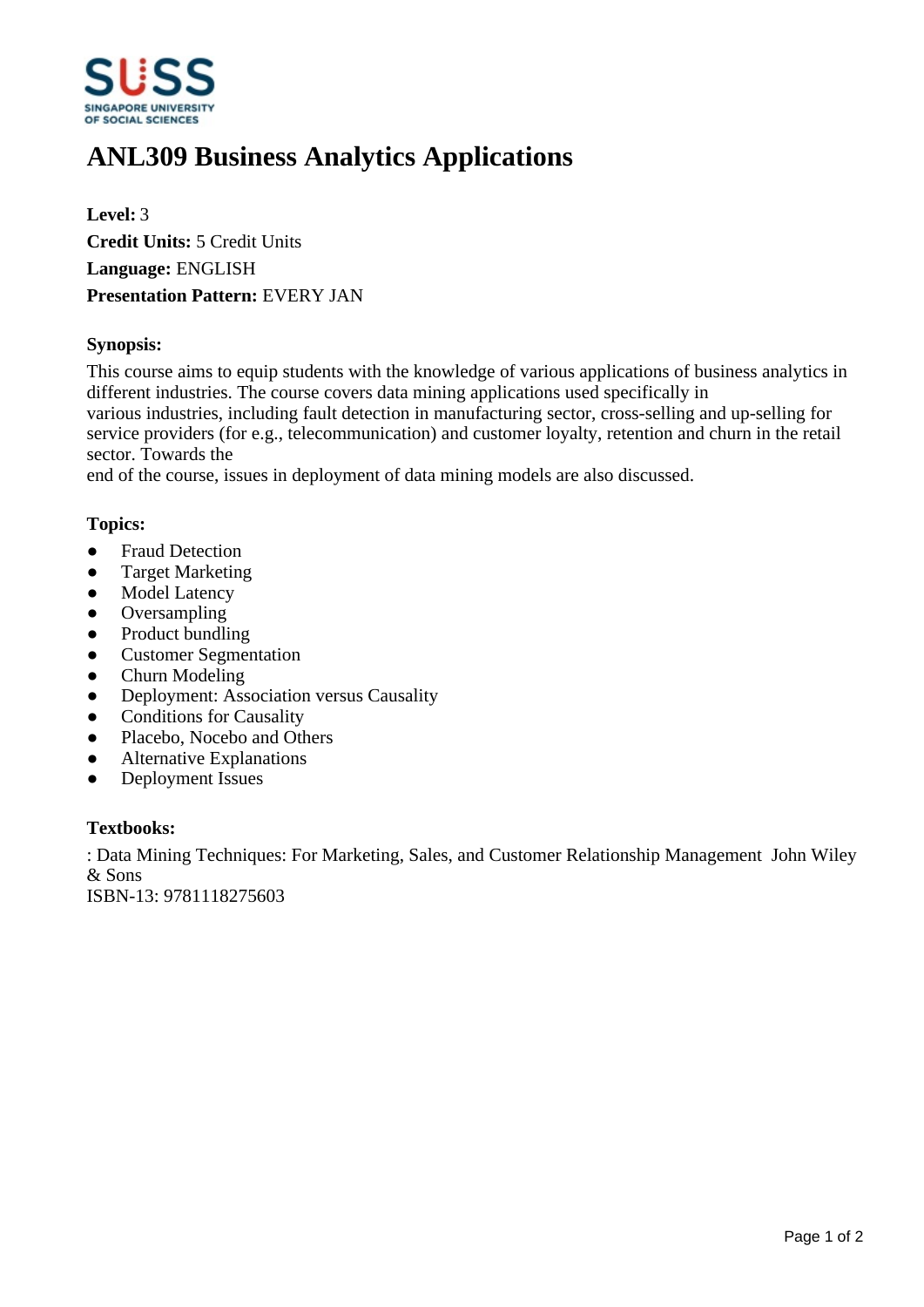# ANL309 Business Analytics Applications

**Level:** 3
**Credit Units:** 5 Credit Units
**Language:** ENGLISH
**Presentation Pattern:** EVERY JAN

### Synopsis:

This course aims to equip students with the knowledge of various applications of business analytics in different industries. The course covers data mining applications used specifically in various industries, including fault detection in manufacturing sector, cross-selling and up-selling for service providers (for e.g., telecommunication) and customer loyalty, retention and churn in the retail sector. Towards the end of the course, issues in deployment of data mining models are also discussed.

### Topics:

- Fraud Detection
- Target Marketing
- Model Latency
- Oversampling
- Product bundling
- Customer Segmentation
- Churn Modeling
- Deployment: Association versus Causality
- Conditions for Causality
- Placebo, Nocebo and Others
- Alternative Explanations
- Deployment Issues

### Textbooks:

: Data Mining Techniques: For Marketing, Sales, and Customer Relationship Management John Wiley & Sons
ISBN-13: 9781118275603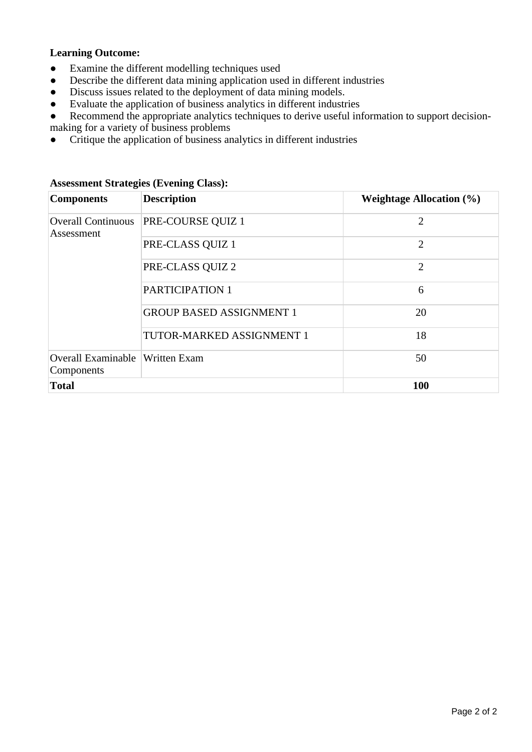**Learning Outcome:**

- Examine the different modelling techniques used
- Describe the different data mining application used in different industries
- Discuss issues related to the deployment of data mining models.
- Evaluate the application of business analytics in different industries
- Recommend the appropriate analytics techniques to derive useful information to support decision-making for a variety of business problems
- Critique the application of business analytics in different industries

**Assessment Strategies (Evening Class):**

| Components | Description | Weightage Allocation (%) |
| --- | --- | --- |
| Overall Continuous Assessment | PRE-COURSE QUIZ 1 | 2 |
| | PRE-CLASS QUIZ 1 | 2 |
| | PRE-CLASS QUIZ 2 | 2 |
| | PARTICIPATION 1 | 6 |
| | GROUP BASED ASSIGNMENT 1 | 20 |
| | TUTOR-MARKED ASSIGNMENT 1 | 18 |
| Overall Examinable Components | Written Exam | 50 |
| **Total** | | **100** |